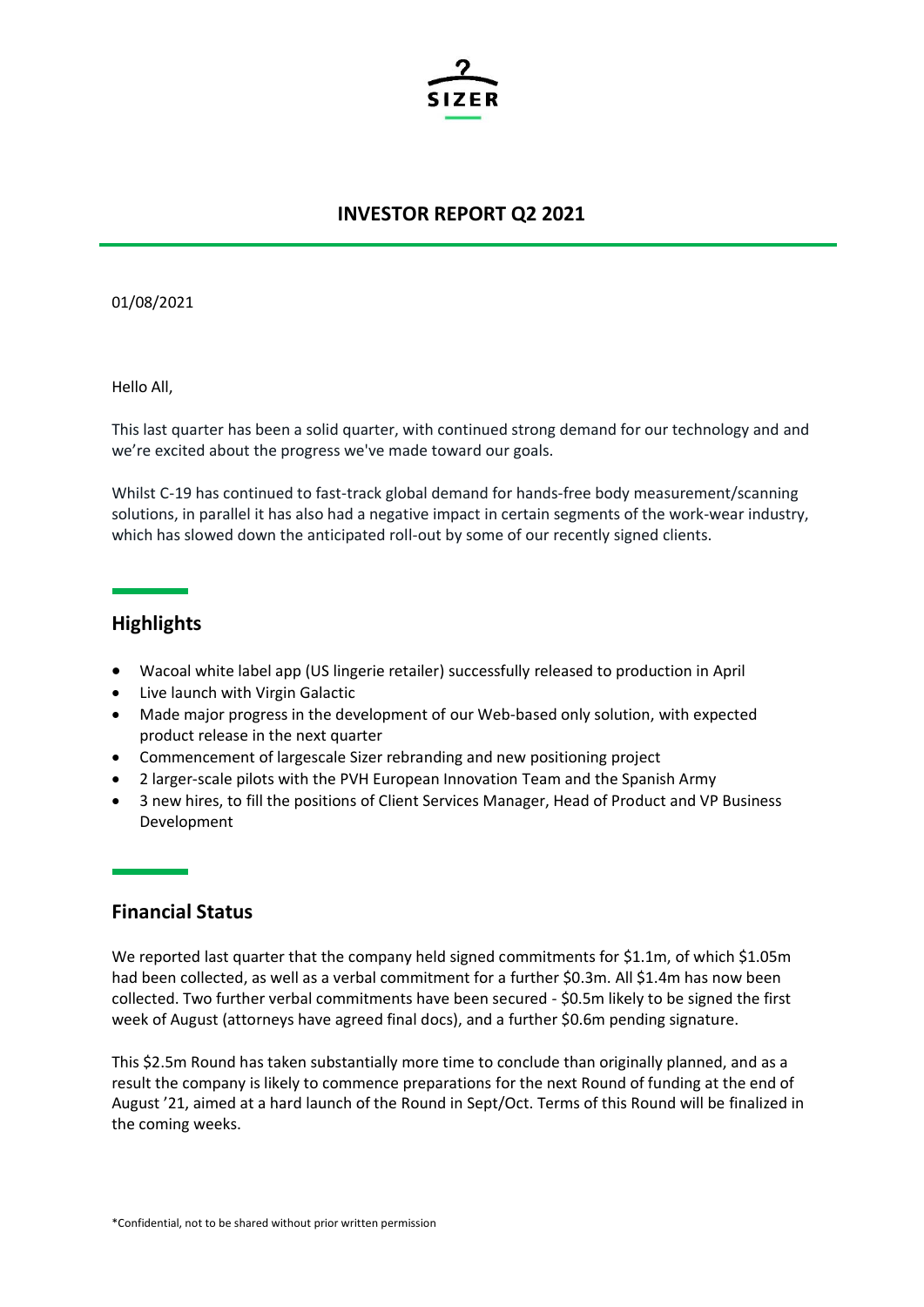SIZER

# INVESTOR REPORT Q2 2021

01/08/2021

Hello All,

This last quarter has been a solid quarter, with continued strong demand for our technology and and we're excited about the progress we've made toward our goals.

Whilst C-19 has continued to fast-track global demand for hands-free body measurement/scanning solutions, in parallel it has also had a negative impact in certain segments of the work-wear industry, which has slowed down the anticipated roll-out by some of our recently signed clients.

## Highlights

- Wacoal white label app (US lingerie retailer) successfully released to production in April
- Live launch with Virgin Galactic
- Made major progress in the development of our Web-based only solution, with expected product release in the next quarter
- Commencement of largescale Sizer rebranding and new positioning project
- 2 larger-scale pilots with the PVH European Innovation Team and the Spanish Army
- 3 new hires, to fill the positions of Client Services Manager, Head of Product and VP Business Development

## Financial Status

We reported last quarter that the company held signed commitments for $1.1m, of which $1.05m had been collected, as well as a verbal commitment for a further $0.3m. All $1.4m has now been collected. Two further verbal commitments have been secured - $0.5m likely to be signed the first week of August (attorneys have agreed final docs), and a further $0.6m pending signature.

This $2.5m Round has taken substantially more time to conclude than originally planned, and as a result the company is likely to commence preparations for the next Round of funding at the end of August '21, aimed at a hard launch of the Round in Sept/Oct. Terms of this Round will be finalized in the coming weeks.

*Confidential, not to be shared without prior written permission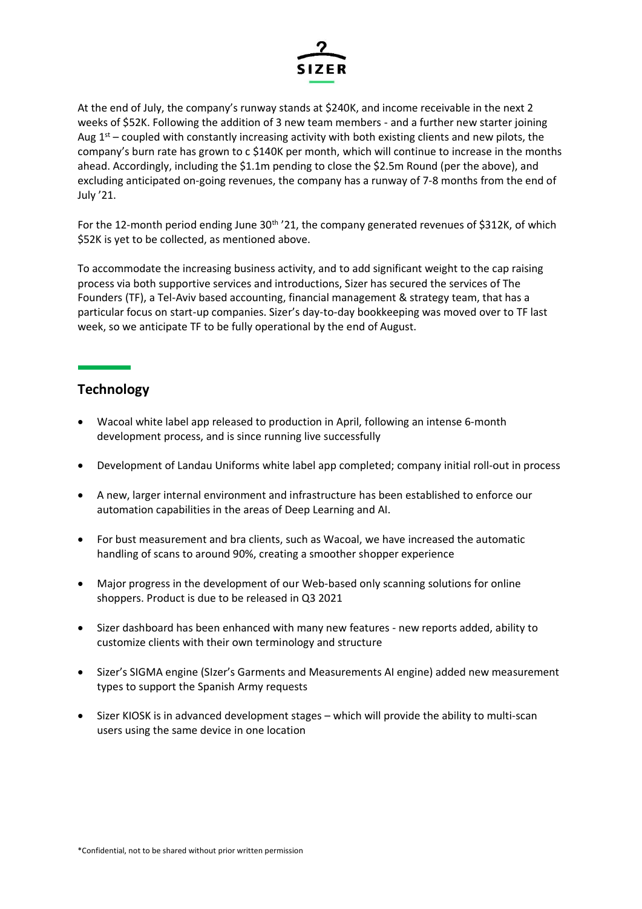At the end of July, the company's runway stands at $240K, and income receivable in the next 2 weeks of $52K. Following the addition of 3 new team members - and a further new starter joining Aug 1st – coupled with constantly increasing activity with both existing clients and new pilots, the company's burn rate has grown to c $140K per month, which will continue to increase in the months ahead. Accordingly, including the $1.1m pending to close the $2.5m Round (per the above), and excluding anticipated on-going revenues, the company has a runway of 7-8 months from the end of July '21.

For the 12-month period ending June 30th '21, the company generated revenues of $312K, of which $52K is yet to be collected, as mentioned above.

To accommodate the increasing business activity, and to add significant weight to the cap raising process via both supportive services and introductions, Sizer has secured the services of The Founders (TF), a Tel-Aviv based accounting, financial management & strategy team, that has a particular focus on start-up companies. Sizer's day-to-day bookkeeping was moved over to TF last week, so we anticipate TF to be fully operational by the end of August.

## Technology

- Wacoal white label app released to production in April, following an intense 6-month development process, and is since running live successfully
- Development of Landau Uniforms white label app completed; company initial roll-out in process
- A new, larger internal environment and infrastructure has been established to enforce our automation capabilities in the areas of Deep Learning and AI.
- For bust measurement and bra clients, such as Wacoal, we have increased the automatic handling of scans to around 90%, creating a smoother shopper experience
- Major progress in the development of our Web-based only scanning solutions for online shoppers. Product is due to be released in Q3 2021
- Sizer dashboard has been enhanced with many new features - new reports added, ability to customize clients with their own terminology and structure
- Sizer's SIGMA engine (SIzer's Garments and Measurements AI engine) added new measurement types to support the Spanish Army requests
- Sizer KIOSK is in advanced development stages – which will provide the ability to multi-scan users using the same device in one location

*Confidential, not to be shared without prior written permission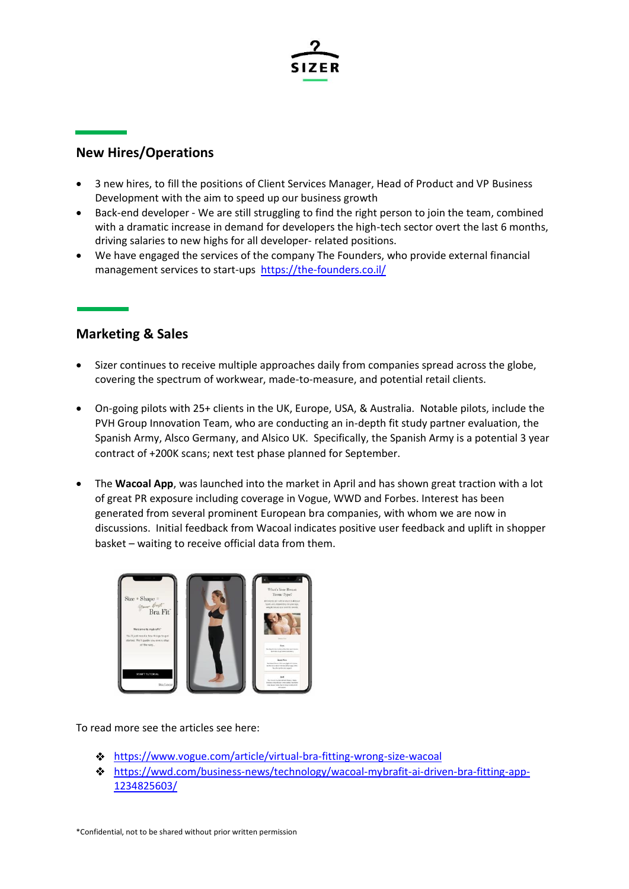## New Hires/Operations

- 3 new hires, to fill the positions of Client Services Manager, Head of Product and VP Business Development with the aim to speed up our business growth
- Back-end developer - We are still struggling to find the right person to join the team, combined with a dramatic increase in demand for developers the high-tech sector overt the last 6 months, driving salaries to new highs for all developer- related positions.
- We have engaged the services of the company The Founders, who provide external financial management services to start-ups [https://the-founders.co.il/](https://the-founders.co.il/)

## Marketing & Sales

- Sizer continues to receive multiple approaches daily from companies spread across the globe, covering the spectrum of workwear, made-to-measure, and potential retail clients.

- On-going pilots with 25+ clients in the UK, Europe, USA, & Australia. Notable pilots, include the PVH Group Innovation Team, who are conducting an in-depth fit study partner evaluation, the Spanish Army, Alsco Germany, and Alsico UK. Specifically, the Spanish Army is a potential 3 year contract of +200K scans; next test phase planned for September.

- The **Wacoal App**, was launched into the market in April and has shown great traction with a lot of great PR exposure including coverage in Vogue, WWD and Forbes. Interest has been generated from several prominent European bra companies, with whom we are now in discussions. Initial feedback from Wacoal indicates positive user feedback and uplift in shopper basket – waiting to receive official data from them.

To read more see the articles see here:

- [https://www.vogue.com/article/virtual-bra-fitting-wrong-size-wacoal](https://www.vogue.com/article/virtual-bra-fitting-wrong-size-wacoal)
- [https://wwd.com/business-news/technology/wacoal-mybrafit-ai-driven-bra-fitting-app-1234825603/](https://wwd.com/business-news/technology/wacoal-mybrafit-ai-driven-bra-fitting-app-1234825603/)

*Confidential, not to be shared without prior written permission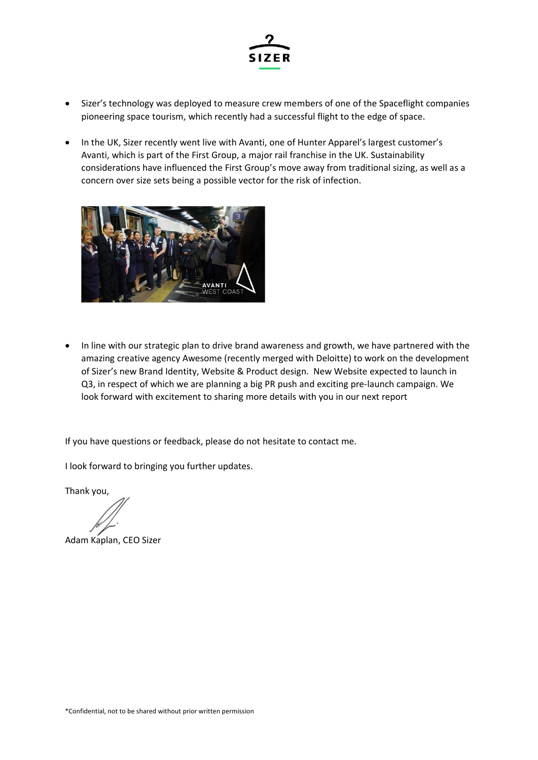- Sizer's technology was deployed to measure crew members of one of the Spaceflight companies pioneering space tourism, which recently had a successful flight to the edge of space.
- In the UK, Sizer recently went live with Avanti, one of Hunter Apparel's largest customer's Avanti, which is part of the First Group, a major rail franchise in the UK. Sustainability considerations have influenced the First Group's move away from traditional sizing, as well as a concern over size sets being a possible vector for the risk of infection.
- In line with our strategic plan to drive brand awareness and growth, we have partnered with the amazing creative agency Awesome (recently merged with Deloitte) to work on the development of Sizer's new Brand Identity, Website & Product design. New Website expected to launch in Q3, in respect of which we are planning a big PR push and exciting pre-launch campaign. We look forward with excitement to sharing more details with you in our next report

If you have questions or feedback, please do not hesitate to contact me.

I look forward to bringing you further updates.

Thank you,

Adam Kaplan, CEO Sizer

*Confidential, not to be shared without prior written permission